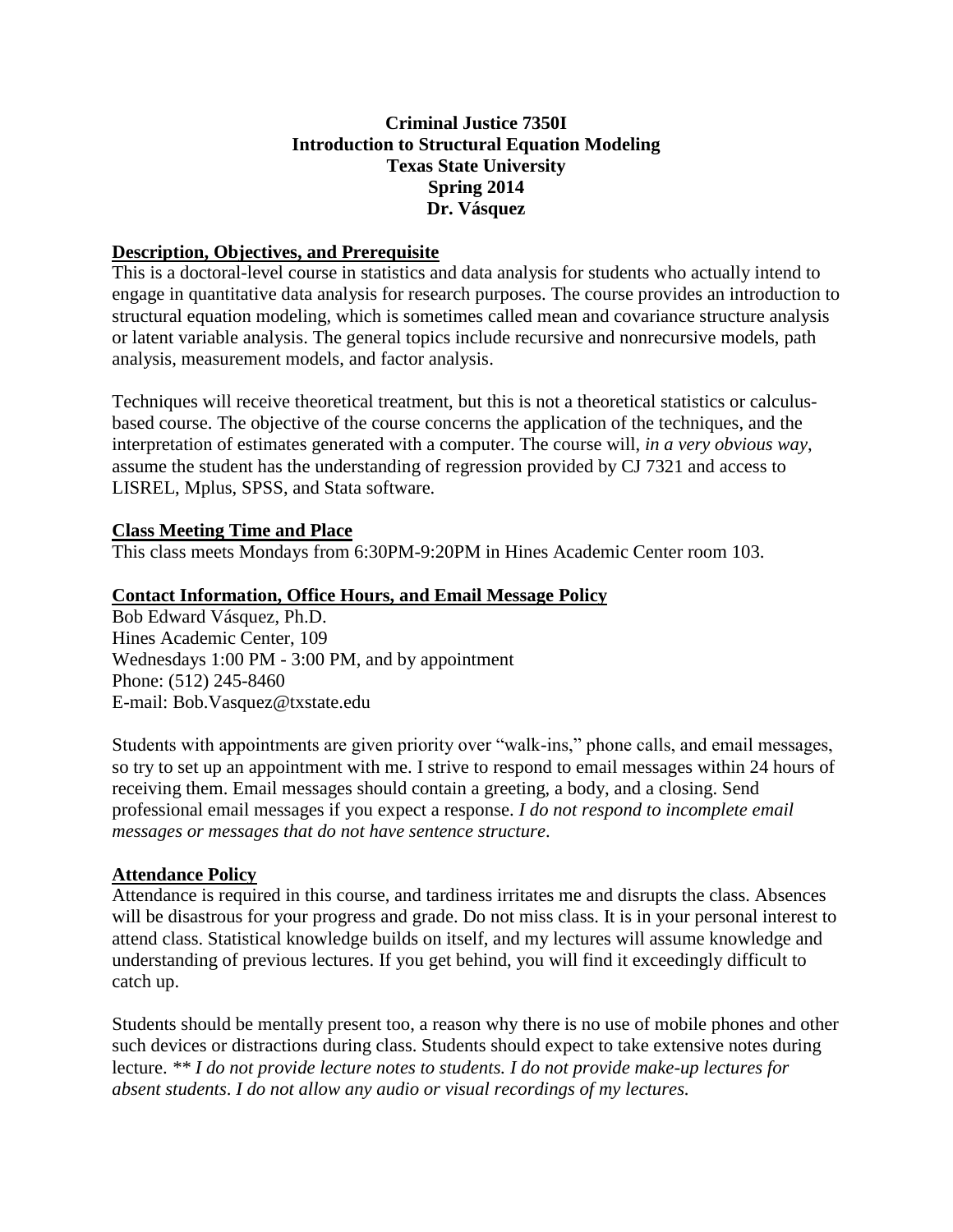**Criminal Justice 7350I**
**Introduction to Structural Equation Modeling**
**Texas State University**
**Spring 2014**
**Dr. Vásquez**

## Description, Objectives, and Prerequisite

This is a doctoral-level course in statistics and data analysis for students who actually intend to engage in quantitative data analysis for research purposes. The course provides an introduction to structural equation modeling, which is sometimes called mean and covariance structure analysis or latent variable analysis. The general topics include recursive and nonrecursive models, path analysis, measurement models, and factor analysis.

Techniques will receive theoretical treatment, but this is not a theoretical statistics or calculus-based course. The objective of the course concerns the application of the techniques, and the interpretation of estimates generated with a computer. The course will, *in a very obvious way*, assume the student has the understanding of regression provided by CJ 7321 and access to LISREL, Mplus, SPSS, and Stata software.

## Class Meeting Time and Place

This class meets Mondays from 6:30PM-9:20PM in Hines Academic Center room 103.

## Contact Information, Office Hours, and Email Message Policy

Bob Edward Vásquez, Ph.D.
Hines Academic Center, 109
Wednesdays 1:00 PM - 3:00 PM, and by appointment
Phone: (512) 245-8460
E-mail: Bob.Vasquez@txstate.edu

Students with appointments are given priority over "walk-ins," phone calls, and email messages, so try to set up an appointment with me. I strive to respond to email messages within 24 hours of receiving them. Email messages should contain a greeting, a body, and a closing. Send professional email messages if you expect a response. *I do not respond to incomplete email messages or messages that do not have sentence structure*.

## Attendance Policy

Attendance is required in this course, and tardiness irritates me and disrupts the class. Absences will be disastrous for your progress and grade. Do not miss class. It is in your personal interest to attend class. Statistical knowledge builds on itself, and my lectures will assume knowledge and understanding of previous lectures. If you get behind, you will find it exceedingly difficult to catch up.

Students should be mentally present too, a reason why there is no use of mobile phones and other such devices or distractions during class. Students should expect to take extensive notes during lecture. *\*\* I do not provide lecture notes to students. I do not provide make-up lectures for absent students. I do not allow any audio or visual recordings of my lectures.*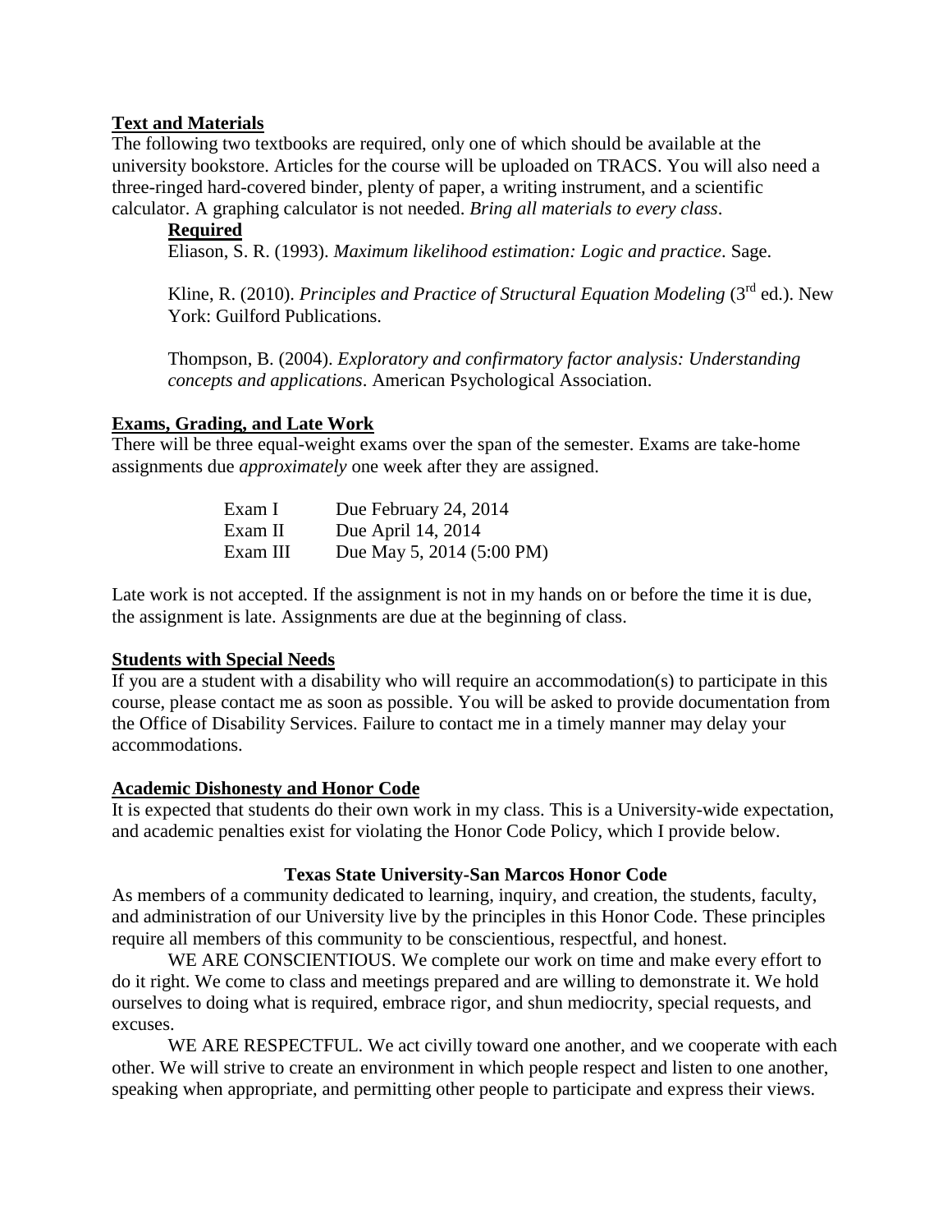## Text and Materials

The following two textbooks are required, only one of which should be available at the university bookstore. Articles for the course will be uploaded on TRACS. You will also need a three-ringed hard-covered binder, plenty of paper, a writing instrument, and a scientific calculator. A graphing calculator is not needed. *Bring all materials to every class*.

### Required

Eliason, S. R. (1993). *Maximum likelihood estimation: Logic and practice*. Sage.

Kline, R. (2010). *Principles and Practice of Structural Equation Modeling* (3rd ed.). New York: Guilford Publications.

Thompson, B. (2004). *Exploratory and confirmatory factor analysis: Understanding concepts and applications*. American Psychological Association.

## Exams, Grading, and Late Work

There will be three equal-weight exams over the span of the semester. Exams are take-home assignments due *approximately* one week after they are assigned.

| | |
|---|---|
| Exam I | Due February 24, 2014 |
| Exam II | Due April 14, 2014 |
| Exam III | Due May 5, 2014 (5:00 PM) |

Late work is not accepted. If the assignment is not in my hands on or before the time it is due, the assignment is late. Assignments are due at the beginning of class.

## Students with Special Needs

If you are a student with a disability who will require an accommodation(s) to participate in this course, please contact me as soon as possible. You will be asked to provide documentation from the Office of Disability Services. Failure to contact me in a timely manner may delay your accommodations.

## Academic Dishonesty and Honor Code

It is expected that students do their own work in my class. This is a University-wide expectation, and academic penalties exist for violating the Honor Code Policy, which I provide below.

### Texas State University-San Marcos Honor Code

As members of a community dedicated to learning, inquiry, and creation, the students, faculty, and administration of our University live by the principles in this Honor Code. These principles require all members of this community to be conscientious, respectful, and honest.

WE ARE CONSCIENTIOUS. We complete our work on time and make every effort to do it right. We come to class and meetings prepared and are willing to demonstrate it. We hold ourselves to doing what is required, embrace rigor, and shun mediocrity, special requests, and excuses.

WE ARE RESPECTFUL. We act civilly toward one another, and we cooperate with each other. We will strive to create an environment in which people respect and listen to one another, speaking when appropriate, and permitting other people to participate and express their views.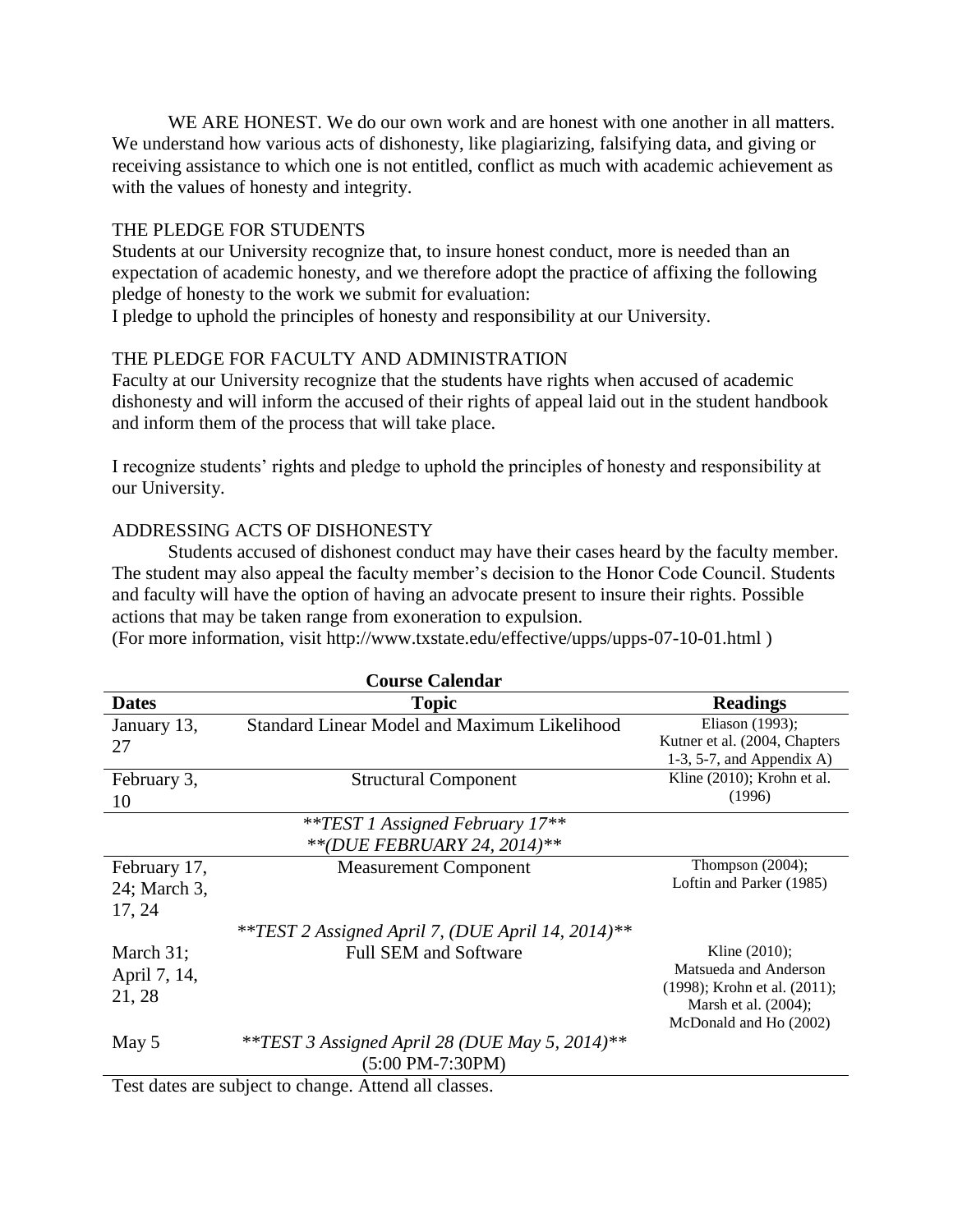WE ARE HONEST. We do our own work and are honest with one another in all matters. We understand how various acts of dishonesty, like plagiarizing, falsifying data, and giving or receiving assistance to which one is not entitled, conflict as much with academic achievement as with the values of honesty and integrity.

THE PLEDGE FOR STUDENTS

Students at our University recognize that, to insure honest conduct, more is needed than an expectation of academic honesty, and we therefore adopt the practice of affixing the following pledge of honesty to the work we submit for evaluation:

I pledge to uphold the principles of honesty and responsibility at our University.

THE PLEDGE FOR FACULTY AND ADMINISTRATION

Faculty at our University recognize that the students have rights when accused of academic dishonesty and will inform the accused of their rights of appeal laid out in the student handbook and inform them of the process that will take place.

I recognize students' rights and pledge to uphold the principles of honesty and responsibility at our University.

ADDRESSING ACTS OF DISHONESTY

Students accused of dishonest conduct may have their cases heard by the faculty member. The student may also appeal the faculty member's decision to the Honor Code Council. Students and faculty will have the option of having an advocate present to insure their rights. Possible actions that may be taken range from exoneration to expulsion.

(For more information, visit http://www.txstate.edu/effective/upps/upps-07-10-01.html )

**Course Calendar**

| Dates | Topic | Readings |
|---|---|---|
| January 13, 27 | Standard Linear Model and Maximum Likelihood | Eliason (1993); Kutner et al. (2004, Chapters 1-3, 5-7, and Appendix A) |
| February 3, 10 | Structural Component | Kline (2010); Krohn et al. (1996) |
| | *\*\*TEST 1 Assigned February 17\*\* \*\*(DUE FEBRUARY 24, 2014)\*\** | |
| February 17, 24; March 3, 17, 24 | Measurement Component | Thompson (2004); Loftin and Parker (1985) |
| | *\*\*TEST 2 Assigned April 7, (DUE April 14, 2014)\*\** | |
| March 31; April 7, 14, 21, 28 | Full SEM and Software | Kline (2010); Matsueda and Anderson (1998); Krohn et al. (2011); Marsh et al. (2004); McDonald and Ho (2002) |
| May 5 | *\*\*TEST 3 Assigned April 28 (DUE May 5, 2014)\*\** (5:00 PM-7:30PM) | |

Test dates are subject to change. Attend all classes.